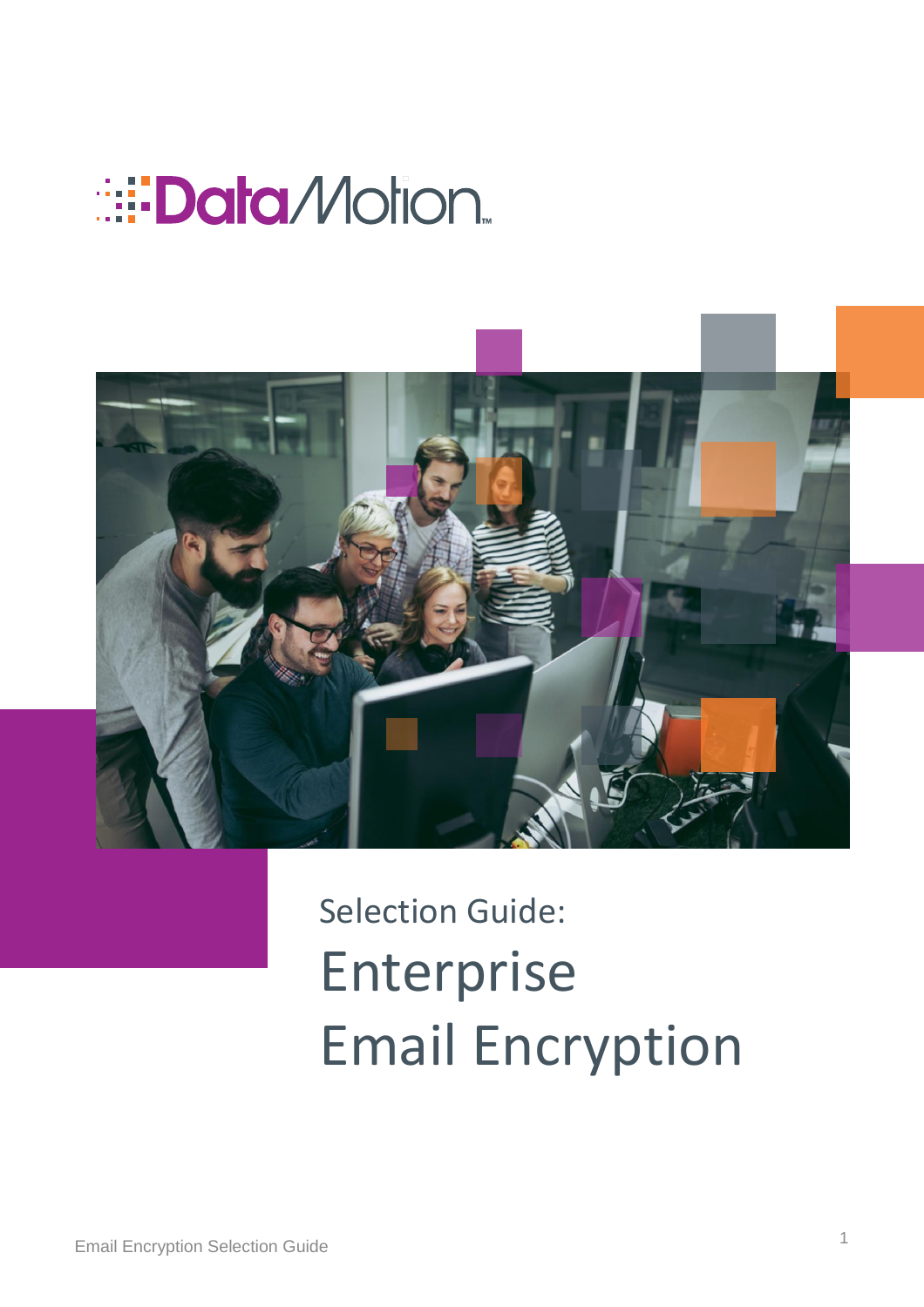DataMotion

Selection Guide:

# Enterprise Email Encryption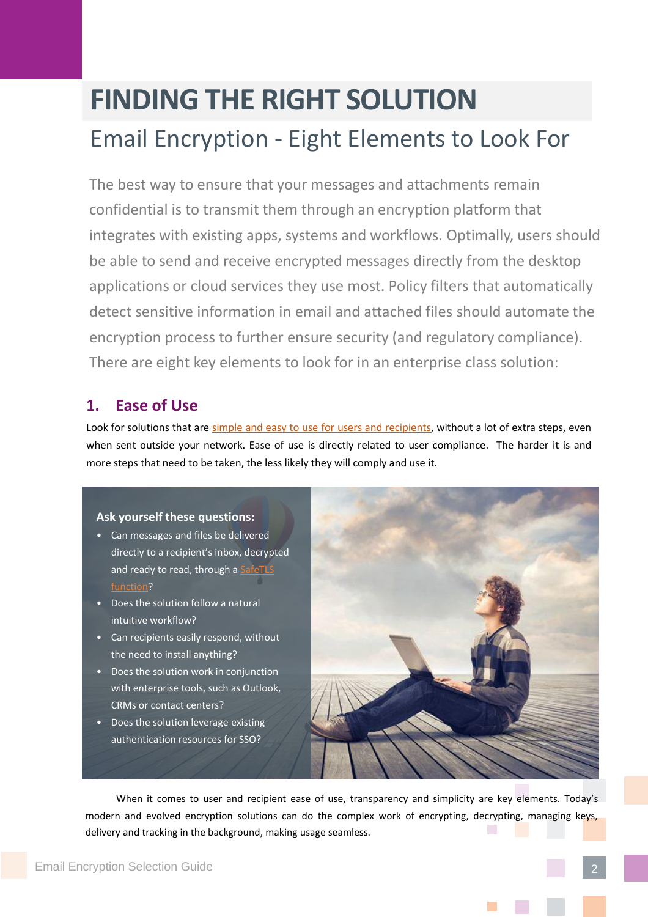# FINDING THE RIGHT SOLUTION

## Email Encryption - Eight Elements to Look For

The best way to ensure that your messages and attachments remain confidential is to transmit them through an encryption platform that integrates with existing apps, systems and workflows. Optimally, users should be able to send and receive encrypted messages directly from the desktop applications or cloud services they use most. Policy filters that automatically detect sensitive information in email and attached files should automate the encryption process to further ensure security (and regulatory compliance). There are eight key elements to look for in an enterprise class solution:

### 1. Ease of Use

Look for solutions that are simple and easy to use for users and recipients, without a lot of extra steps, even when sent outside your network. Ease of use is directly related to user compliance. The harder it is and more steps that need to be taken, the less likely they will comply and use it.

**Ask yourself these questions:**

- Can messages and files be delivered directly to a recipient's inbox, decrypted and ready to read, through a SafeTLS function?
- Does the solution follow a natural intuitive workflow?
- Can recipients easily respond, without the need to install anything?
- Does the solution work in conjunction with enterprise tools, such as Outlook, CRMs or contact centers?
- Does the solution leverage existing authentication resources for SSO?

When it comes to user and recipient ease of use, transparency and simplicity are key elements. Today's modern and evolved encryption solutions can do the complex work of encrypting, decrypting, managing keys, delivery and tracking in the background, making usage seamless.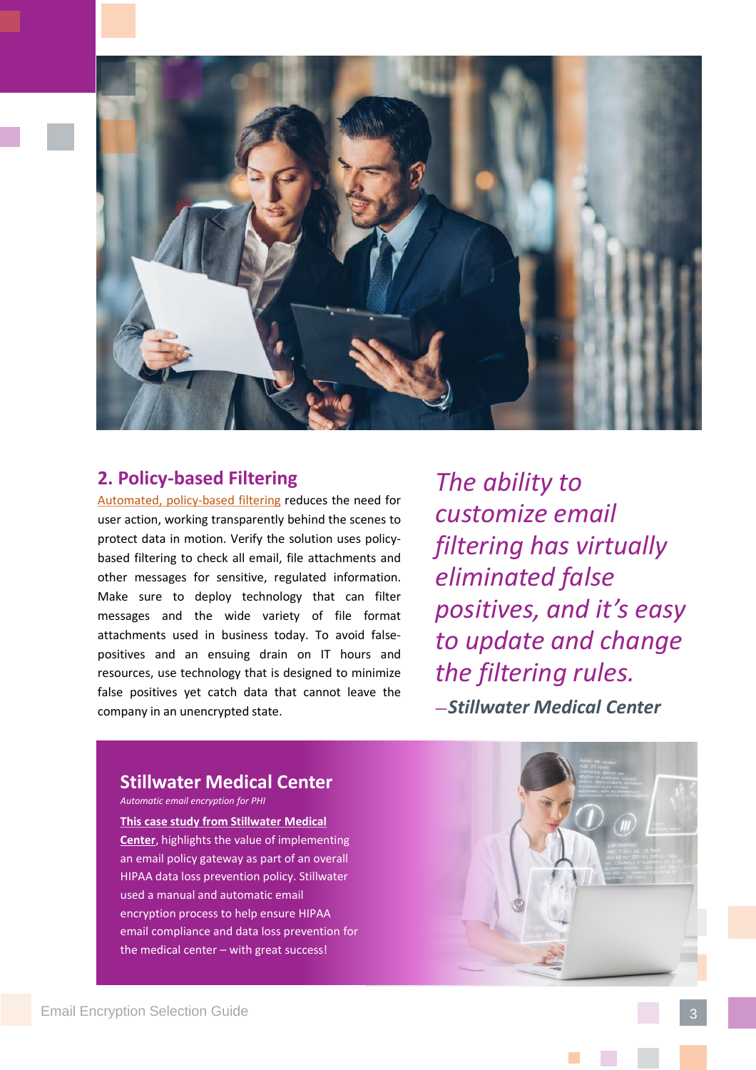## 2. Policy-based Filtering

Automated, policy-based filtering reduces the need for user action, working transparently behind the scenes to protect data in motion. Verify the solution uses policy-based filtering to check all email, file attachments and other messages for sensitive, regulated information. Make sure to deploy technology that can filter messages and the wide variety of file format attachments used in business today. To avoid false-positives and an ensuing drain on IT hours and resources, use technology that is designed to minimize false positives yet catch data that cannot leave the company in an unencrypted state.

*The ability to customize email filtering has virtually eliminated false positives, and it's easy to update and change the filtering rules.*

*–**Stillwater Medical Center***

### Stillwater Medical Center

*Automatic email encryption for PHI*

**This case study from Stillwater Medical Center**, highlights the value of implementing an email policy gateway as part of an overall HIPAA data loss prevention policy. Stillwater used a manual and automatic email encryption process to help ensure HIPAA email compliance and data loss prevention for the medical center – with great success!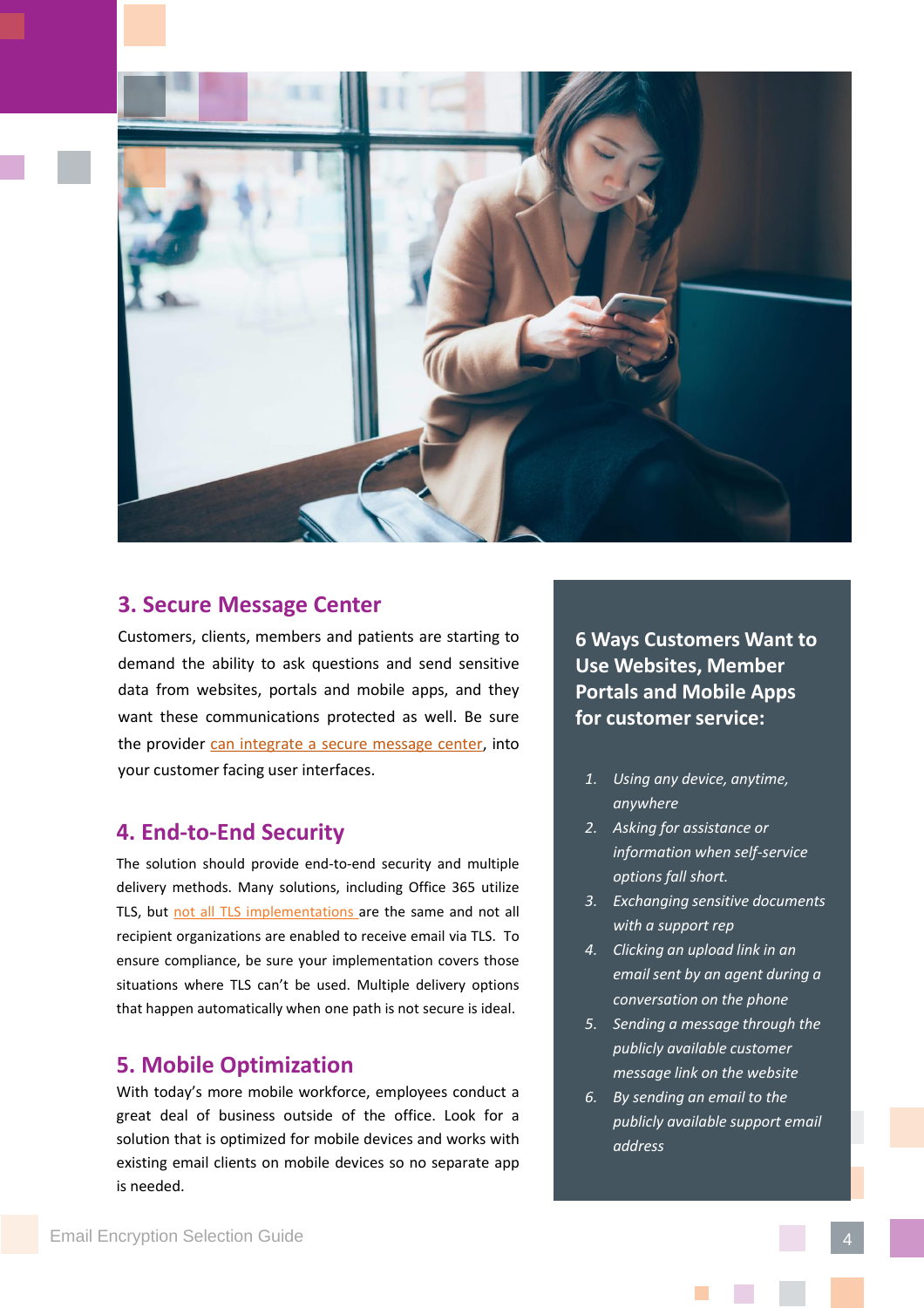## 3. Secure Message Center

Customers, clients, members and patients are starting to demand the ability to ask questions and send sensitive data from websites, portals and mobile apps, and they want these communications protected as well. Be sure the provider can integrate a secure message center, into your customer facing user interfaces.

## 4. End-to-End Security

The solution should provide end-to-end security and multiple delivery methods. Many solutions, including Office 365 utilize TLS, but not all TLS implementations are the same and not all recipient organizations are enabled to receive email via TLS. To ensure compliance, be sure your implementation covers those situations where TLS can't be used. Multiple delivery options that happen automatically when one path is not secure is ideal.

## 5. Mobile Optimization

With today's more mobile workforce, employees conduct a great deal of business outside of the office. Look for a solution that is optimized for mobile devices and works with existing email clients on mobile devices so no separate app is needed.

**6 Ways Customers Want to Use Websites, Member Portals and Mobile Apps for customer service:**

1. *Using any device, anytime, anywhere*
2. *Asking for assistance or information when self-service options fall short.*
3. *Exchanging sensitive documents with a support rep*
4. *Clicking an upload link in an email sent by an agent during a conversation on the phone*
5. *Sending a message through the publicly available customer message link on the website*
6. *By sending an email to the publicly available support email address*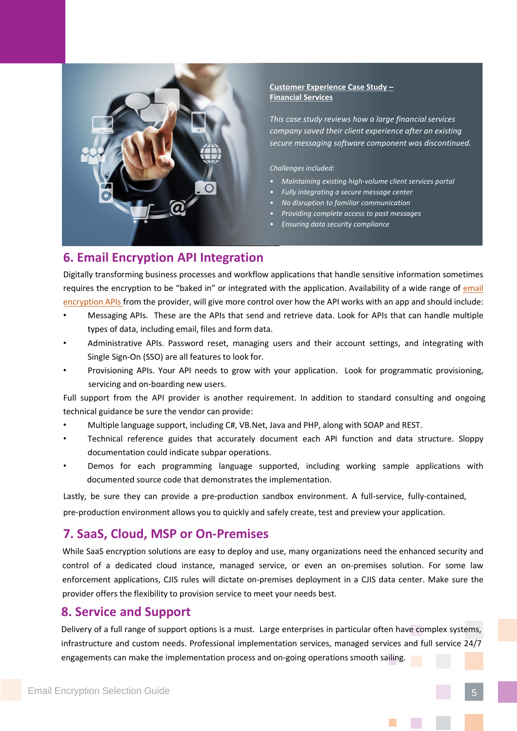**Customer Experience Case Study – Financial Services**

*This case study reviews how a large financial services company saved their client experience after an existing secure messaging software component was discontinued.*

*Challenges included:*

- *Maintaining existing high-volume client services portal*
- *Fully integrating a secure message center*
- *No disruption to familiar communication*
- *Providing complete access to past messages*
- *Ensuring data security compliance*

## 6. Email Encryption API Integration

Digitally transforming business processes and workflow applications that handle sensitive information sometimes requires the encryption to be "baked in" or integrated with the application. Availability of a wide range of email encryption APIs from the provider, will give more control over how the API works with an app and should include:

- Messaging APIs. These are the APIs that send and retrieve data. Look for APIs that can handle multiple types of data, including email, files and form data.
- Administrative APIs. Password reset, managing users and their account settings, and integrating with Single Sign-On (SSO) are all features to look for.
- Provisioning APIs. Your API needs to grow with your application. Look for programmatic provisioning, servicing and on-boarding new users.

Full support from the API provider is another requirement. In addition to standard consulting and ongoing technical guidance be sure the vendor can provide:

- Multiple language support, including C#, VB.Net, Java and PHP, along with SOAP and REST.
- Technical reference guides that accurately document each API function and data structure. Sloppy documentation could indicate subpar operations.
- Demos for each programming language supported, including working sample applications with documented source code that demonstrates the implementation.

Lastly, be sure they can provide a pre-production sandbox environment. A full-service, fully-contained, pre-production environment allows you to quickly and safely create, test and preview your application.

## 7. SaaS, Cloud, MSP or On-Premises

While SaaS encryption solutions are easy to deploy and use, many organizations need the enhanced security and control of a dedicated cloud instance, managed service, or even an on-premises solution. For some law enforcement applications, CJIS rules will dictate on-premises deployment in a CJIS data center. Make sure the provider offers the flexibility to provision service to meet your needs best.

## 8. Service and Support

Delivery of a full range of support options is a must. Large enterprises in particular often have complex systems, infrastructure and custom needs. Professional implementation services, managed services and full service 24/7 engagements can make the implementation process and on-going operations smooth sailing.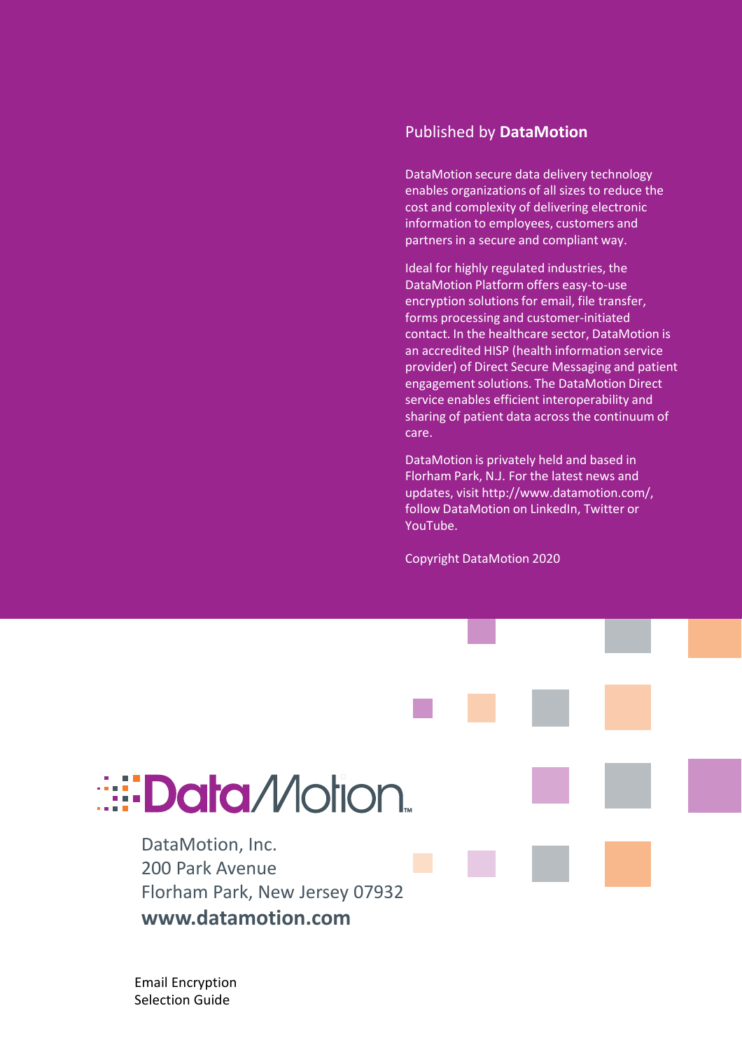Published by **DataMotion**

DataMotion secure data delivery technology enables organizations of all sizes to reduce the cost and complexity of delivering electronic information to employees, customers and partners in a secure and compliant way.

Ideal for highly regulated industries, the DataMotion Platform offers easy-to-use encryption solutions for email, file transfer, forms processing and customer-initiated contact. In the healthcare sector, DataMotion is an accredited HISP (health information service provider) of Direct Secure Messaging and patient engagement solutions. The DataMotion Direct service enables efficient interoperability and sharing of patient data across the continuum of care.

DataMotion is privately held and based in Florham Park, N.J. For the latest news and updates, visit http://www.datamotion.com/, follow DataMotion on LinkedIn, Twitter or YouTube.

Copyright DataMotion 2020

DataMotion™

DataMotion, Inc.
200 Park Avenue
Florham Park, New Jersey 07932
**www.datamotion.com**